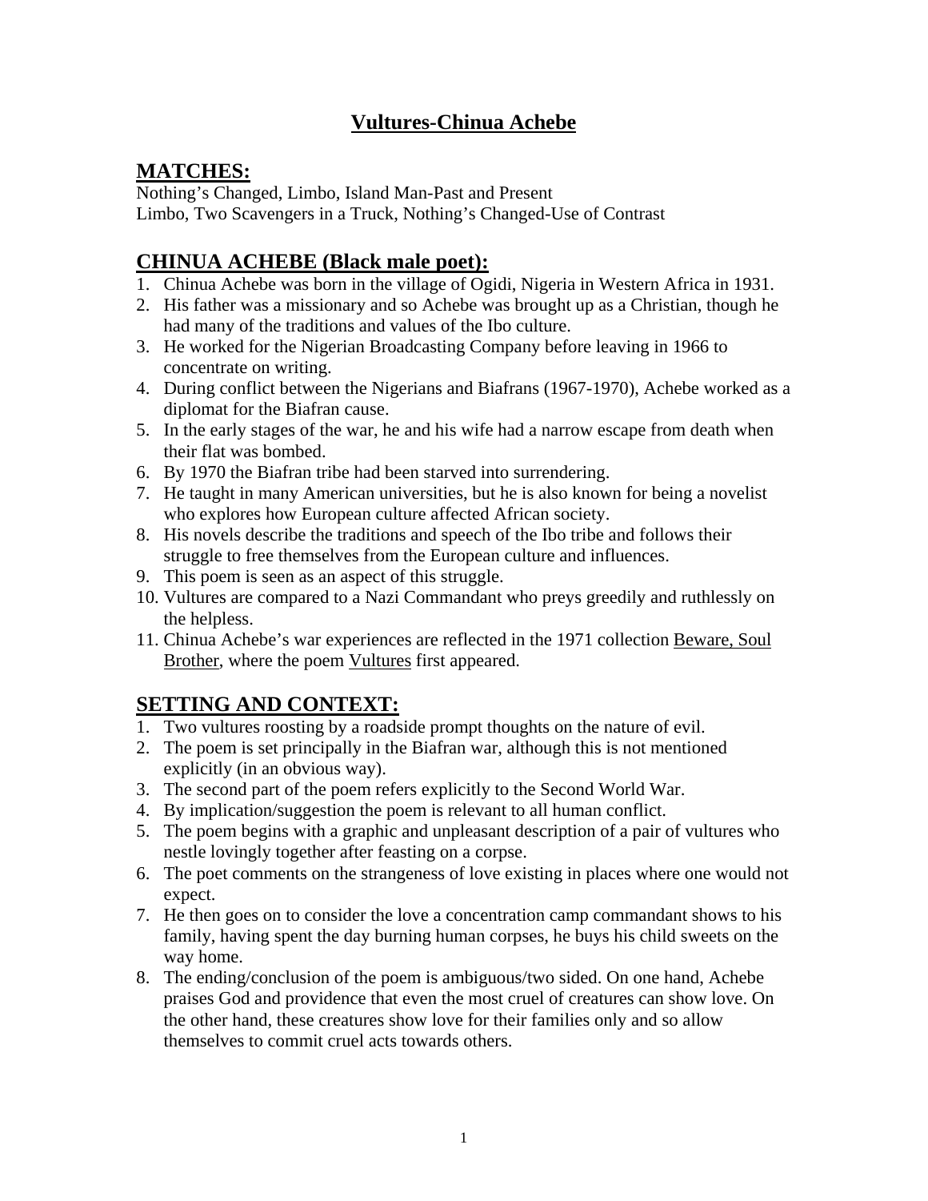# Vultures-Chinua Achebe

## MATCHES:

Nothing's Changed, Limbo, Island Man-Past and Present
Limbo, Two Scavengers in a Truck, Nothing's Changed-Use of Contrast

## CHINUA ACHEBE (Black male poet):

1. Chinua Achebe was born in the village of Ogidi, Nigeria in Western Africa in 1931.
2. His father was a missionary and so Achebe was brought up as a Christian, though he had many of the traditions and values of the Ibo culture.
3. He worked for the Nigerian Broadcasting Company before leaving in 1966 to concentrate on writing.
4. During conflict between the Nigerians and Biafrans (1967-1970), Achebe worked as a diplomat for the Biafran cause.
5. In the early stages of the war, he and his wife had a narrow escape from death when their flat was bombed.
6. By 1970 the Biafran tribe had been starved into surrendering.
7. He taught in many American universities, but he is also known for being a novelist who explores how European culture affected African society.
8. His novels describe the traditions and speech of the Ibo tribe and follows their struggle to free themselves from the European culture and influences.
9. This poem is seen as an aspect of this struggle.
10. Vultures are compared to a Nazi Commandant who preys greedily and ruthlessly on the helpless.
11. Chinua Achebe's war experiences are reflected in the 1971 collection Beware, Soul Brother, where the poem Vultures first appeared.

## SETTING AND CONTEXT:

1. Two vultures roosting by a roadside prompt thoughts on the nature of evil.
2. The poem is set principally in the Biafran war, although this is not mentioned explicitly (in an obvious way).
3. The second part of the poem refers explicitly to the Second World War.
4. By implication/suggestion the poem is relevant to all human conflict.
5. The poem begins with a graphic and unpleasant description of a pair of vultures who nestle lovingly together after feasting on a corpse.
6. The poet comments on the strangeness of love existing in places where one would not expect.
7. He then goes on to consider the love a concentration camp commandant shows to his family, having spent the day burning human corpses, he buys his child sweets on the way home.
8. The ending/conclusion of the poem is ambiguous/two sided. On one hand, Achebe praises God and providence that even the most cruel of creatures can show love. On the other hand, these creatures show love for their families only and so allow themselves to commit cruel acts towards others.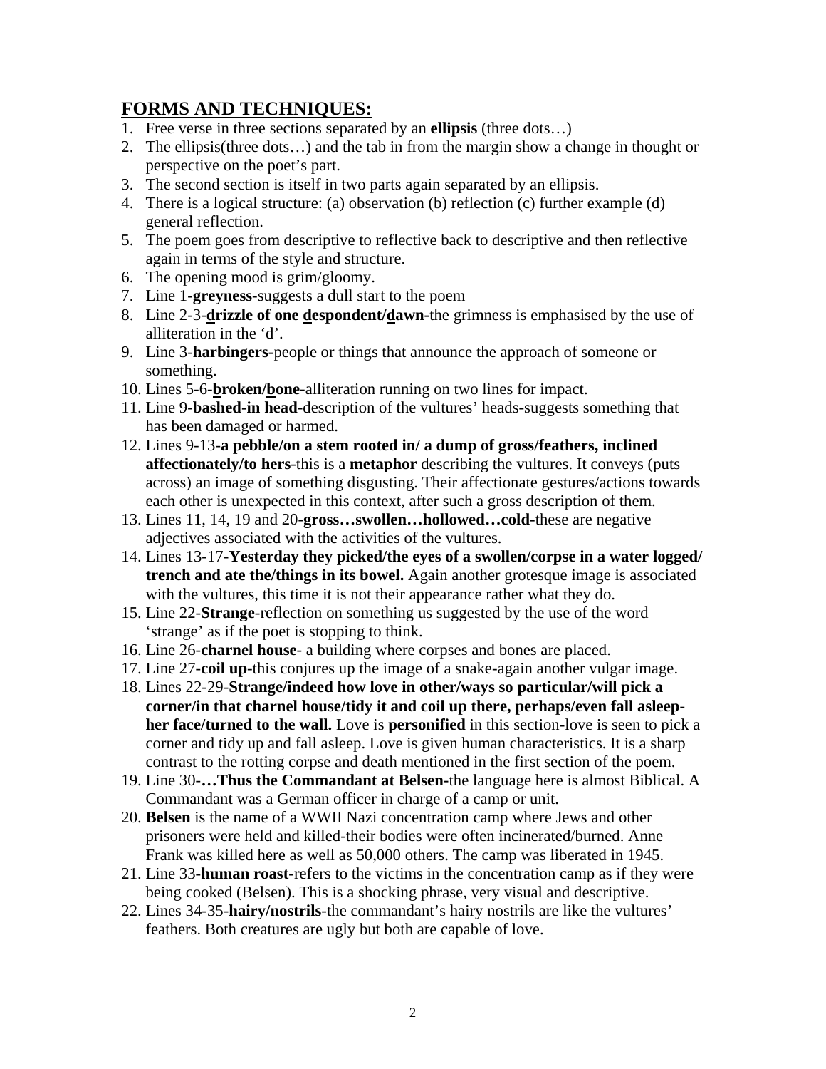## FORMS AND TECHNIQUES:

1. Free verse in three sections separated by an **ellipsis** (three dots…)
2. The ellipsis(three dots…) and the tab in from the margin show a change in thought or perspective on the poet's part.
3. The second section is itself in two parts again separated by an ellipsis.
4. There is a logical structure: (a) observation (b) reflection (c) further example (d) general reflection.
5. The poem goes from descriptive to reflective back to descriptive and then reflective again in terms of the style and structure.
6. The opening mood is grim/gloomy.
7. Line 1-**greyness**-suggests a dull start to the poem
8. Line 2-3-**<u>d</u>rizzle of one <u>d</u>espondent/<u>d</u>awn**-the grimness is emphasised by the use of alliteration in the 'd'.
9. Line 3-**harbingers**-people or things that announce the approach of someone or something.
10. Lines 5-6-**<u>b</u>roken/<u>b</u>one**-alliteration running on two lines for impact.
11. Line 9-**bashed-in head**-description of the vultures' heads-suggests something that has been damaged or harmed.
12. Lines 9-13-**a pebble/on a stem rooted in/ a dump of gross/feathers, inclined affectionately/to hers**-this is a **metaphor** describing the vultures. It conveys (puts across) an image of something disgusting. Their affectionate gestures/actions towards each other is unexpected in this context, after such a gross description of them.
13. Lines 11, 14, 19 and 20-**gross…swollen…hollowed…cold**-these are negative adjectives associated with the activities of the vultures.
14. Lines 13-17-**Yesterday they picked/the eyes of a swollen/corpse in a water logged/ trench and ate the/things in its bowel.** Again another grotesque image is associated with the vultures, this time it is not their appearance rather what they do.
15. Line 22-**Strange**-reflection on something us suggested by the use of the word 'strange' as if the poet is stopping to think.
16. Line 26-**charnel house**- a building where corpses and bones are placed.
17. Line 27-**coil up**-this conjures up the image of a snake-again another vulgar image.
18. Lines 22-29-**Strange/indeed how love in other/ways so particular/will pick a corner/in that charnel house/tidy it and coil up there, perhaps/even fall asleep-her face/turned to the wall.** Love is **personified** in this section-love is seen to pick a corner and tidy up and fall asleep. Love is given human characteristics. It is a sharp contrast to the rotting corpse and death mentioned in the first section of the poem.
19. Line 30-**…Thus the Commandant at Belsen**-the language here is almost Biblical. A Commandant was a German officer in charge of a camp or unit.
20. **Belsen** is the name of a WWII Nazi concentration camp where Jews and other prisoners were held and killed-their bodies were often incinerated/burned. Anne Frank was killed here as well as 50,000 others. The camp was liberated in 1945.
21. Line 33-**human roast**-refers to the victims in the concentration camp as if they were being cooked (Belsen). This is a shocking phrase, very visual and descriptive.
22. Lines 34-35-**hairy/nostrils**-the commandant's hairy nostrils are like the vultures' feathers. Both creatures are ugly but both are capable of love.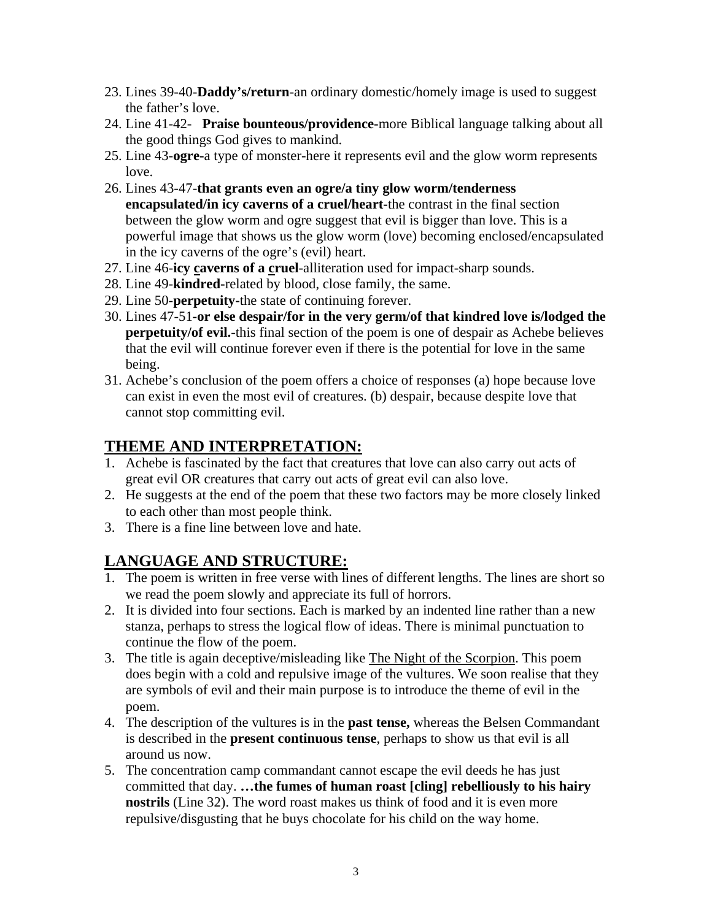23. Lines 39-40-**Daddy's/return**-an ordinary domestic/homely image is used to suggest the father's love.
24. Line 41-42- **Praise bounteous/providence-**more Biblical language talking about all the good things God gives to mankind.
25. Line 43-**ogre-**a type of monster-here it represents evil and the glow worm represents love.
26. Lines 43-47-**that grants even an ogre/a tiny glow worm/tenderness encapsulated/in icy caverns of a cruel/heart-**the contrast in the final section between the glow worm and ogre suggest that evil is bigger than love. This is a powerful image that shows us the glow worm (love) becoming enclosed/encapsulated in the icy caverns of the ogre's (evil) heart.
27. Line 46-**icy <u>c</u>averns of a <u>c</u>ruel**-alliteration used for impact-sharp sounds.
28. Line 49-**kindred-**related by blood, close family, the same.
29. Line 50-**perpetuity-**the state of continuing forever.
30. Lines 47-51**-or else despair/for in the very germ/of that kindred love is/lodged the perpetuity/of evil.**-this final section of the poem is one of despair as Achebe believes that the evil will continue forever even if there is the potential for love in the same being.
31. Achebe's conclusion of the poem offers a choice of responses (a) hope because love can exist in even the most evil of creatures. (b) despair, because despite love that cannot stop committing evil.

## <u>THEME AND INTERPRETATION:</u>

1. Achebe is fascinated by the fact that creatures that love can also carry out acts of great evil OR creatures that carry out acts of great evil can also love.
2. He suggests at the end of the poem that these two factors may be more closely linked to each other than most people think.
3. There is a fine line between love and hate.

## <u>LANGUAGE AND STRUCTURE:</u>

1. The poem is written in free verse with lines of different lengths. The lines are short so we read the poem slowly and appreciate its full of horrors.
2. It is divided into four sections. Each is marked by an indented line rather than a new stanza, perhaps to stress the logical flow of ideas. There is minimal punctuation to continue the flow of the poem.
3. The title is again deceptive/misleading like <u>The Night of the Scorpion</u>. This poem does begin with a cold and repulsive image of the vultures. We soon realise that they are symbols of evil and their main purpose is to introduce the theme of evil in the poem.
4. The description of the vultures is in the **past tense,** whereas the Belsen Commandant is described in the **present continuous tense**, perhaps to show us that evil is all around us now.
5. The concentration camp commandant cannot escape the evil deeds he has just committed that day. **…the fumes of human roast [cling] rebelliously to his hairy nostrils** (Line 32). The word roast makes us think of food and it is even more repulsive/disgusting that he buys chocolate for his child on the way home.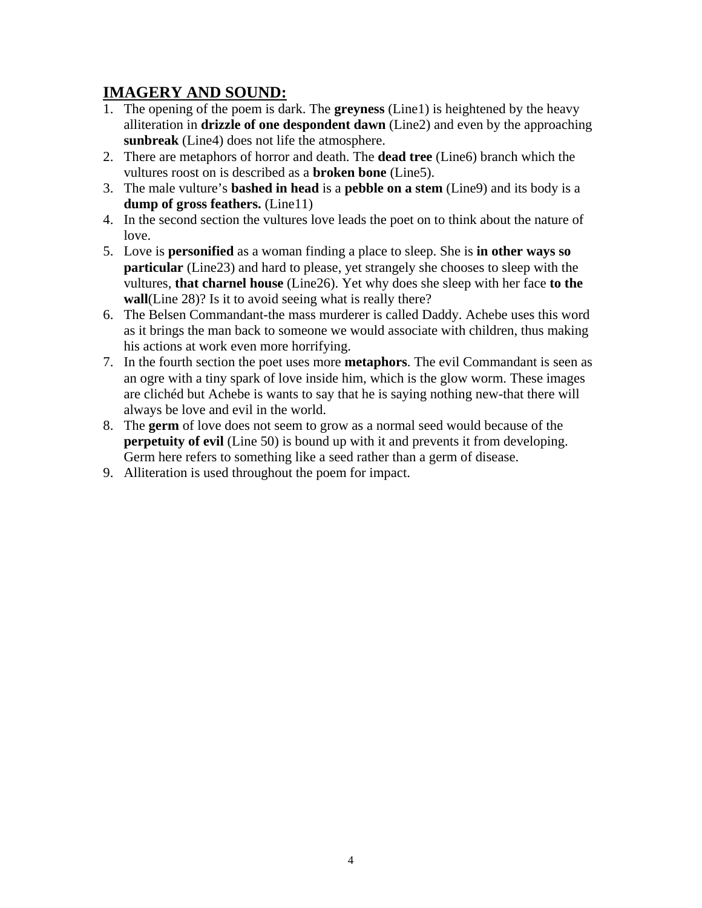## <u>IMAGERY AND SOUND:</u>

1. The opening of the poem is dark. The **greyness** (Line1) is heightened by the heavy alliteration in **drizzle of one despondent dawn** (Line2) and even by the approaching **sunbreak** (Line4) does not life the atmosphere.
2. There are metaphors of horror and death. The **dead tree** (Line6) branch which the vultures roost on is described as a **broken bone** (Line5).
3. The male vulture's **bashed in head** is a **pebble on a stem** (Line9) and its body is a **dump of gross feathers.** (Line11)
4. In the second section the vultures love leads the poet on to think about the nature of love.
5. Love is **personified** as a woman finding a place to sleep. She is **in other ways so particular** (Line23) and hard to please, yet strangely she chooses to sleep with the vultures, **that charnel house** (Line26). Yet why does she sleep with her face **to the wall**(Line 28)? Is it to avoid seeing what is really there?
6. The Belsen Commandant-the mass murderer is called Daddy. Achebe uses this word as it brings the man back to someone we would associate with children, thus making his actions at work even more horrifying.
7. In the fourth section the poet uses more **metaphors**. The evil Commandant is seen as an ogre with a tiny spark of love inside him, which is the glow worm. These images are clichéd but Achebe is wants to say that he is saying nothing new-that there will always be love and evil in the world.
8. The **germ** of love does not seem to grow as a normal seed would because of the **perpetuity of evil** (Line 50) is bound up with it and prevents it from developing. Germ here refers to something like a seed rather than a germ of disease.
9. Alliteration is used throughout the poem for impact.